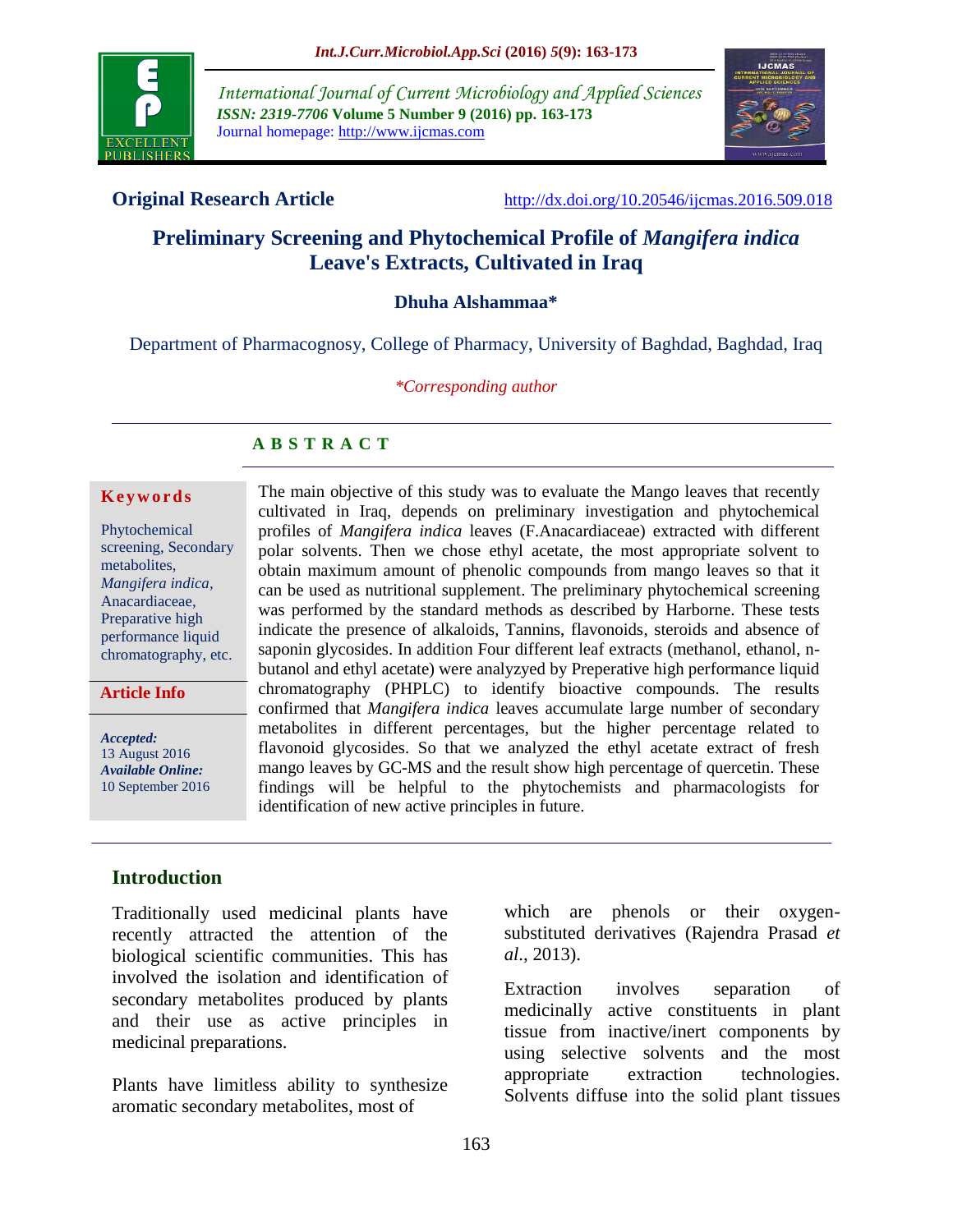**Original Research Article**

http://dx.doi.org/10.20546/ijcmas.2016.509.018

# Preliminary Screening and Phytochemical Profile of *Mangifera indica* Leave's Extracts, Cultivated in Iraq

**Dhuha Alshammaa***

Department of Pharmacognosy, College of Pharmacy, University of Baghdad, Baghdad, Iraq

**Corresponding author*

## ABSTRACT

**Keywords**

Phytochemical screening, Secondary metabolites, *Mangifera indica*, Anacardiaceae, Preparative high performance liquid chromatography, etc.

**Article Info**

***Accepted:*** 13 August 2016
***Available Online:*** 10 September 2016

The main objective of this study was to evaluate the Mango leaves that recently cultivated in Iraq, depends on preliminary investigation and phytochemical profiles of *Mangifera indica* leaves (F.Anacardiaceae) extracted with different polar solvents. Then we chose ethyl acetate, the most appropriate solvent to obtain maximum amount of phenolic compounds from mango leaves so that it can be used as nutritional supplement. The preliminary phytochemical screening was performed by the standard methods as described by Harborne. These tests indicate the presence of alkaloids, Tannins, flavonoids, steroids and absence of saponin glycosides. In addition Four different leaf extracts (methanol, ethanol, n-butanol and ethyl acetate) were analyzed by Preperative high performance liquid chromatography (PHPLC) to identify bioactive compounds. The results confirmed that *Mangifera indica* leaves accumulate large number of secondary metabolites in different percentages, but the higher percentage related to flavonoid glycosides. So that we analyzed the ethyl acetate extract of fresh mango leaves by GC-MS and the result show high percentage of quercetin. These findings will be helpful to the phytochemists and pharmacologists for identification of new active principles in future.

## Introduction

Traditionally used medicinal plants have recently attracted the attention of the biological scientific communities. This has involved the isolation and identification of secondary metabolites produced by plants and their use as active principles in medicinal preparations.

Plants have limitless ability to synthesize aromatic secondary metabolites, most of which are phenols or their oxygen-substituted derivatives (Rajendra Prasad *et al*., 2013).

Extraction involves separation of medicinally active constituents in plant tissue from inactive/inert components by using selective solvents and the most appropriate extraction technologies. Solvents diffuse into the solid plant tissues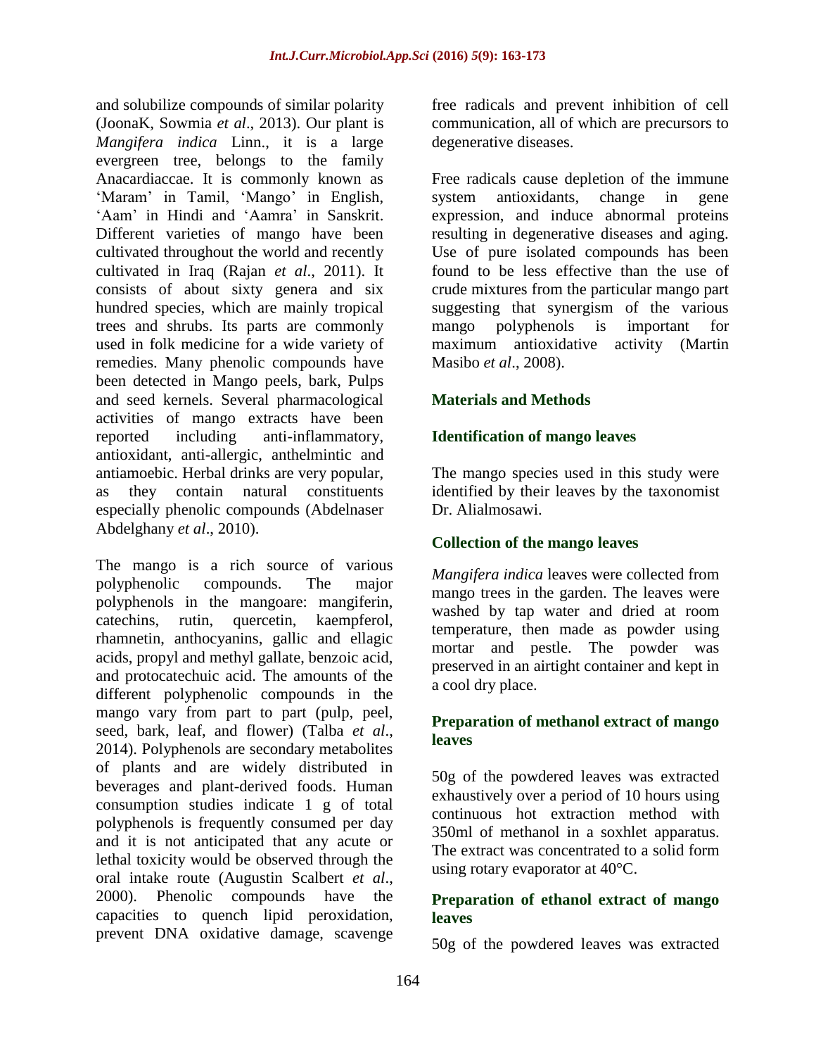and solubilize compounds of similar polarity (JoonaK, Sowmia *et al*., 2013). Our plant is *Mangifera indica* Linn., it is a large evergreen tree, belongs to the family Anacardiaccae. It is commonly known as 'Maram' in Tamil, 'Mango' in English, 'Aam' in Hindi and 'Aamra' in Sanskrit. Different varieties of mango have been cultivated throughout the world and recently cultivated in Iraq (Rajan *et al*., 2011). It consists of about sixty genera and six hundred species, which are mainly tropical trees and shrubs. Its parts are commonly used in folk medicine for a wide variety of remedies. Many phenolic compounds have been detected in Mango peels, bark, Pulps and seed kernels. Several pharmacological activities of mango extracts have been reported including anti-inflammatory, antioxidant, anti-allergic, anthelmintic and antiamoebic. Herbal drinks are very popular, as they contain natural constituents especially phenolic compounds (Abdelnaser Abdelghany *et al*., 2010).

The mango is a rich source of various polyphenolic compounds. The major polyphenols in the mangoare: mangiferin, catechins, rutin, quercetin, kaempferol, rhamnetin, anthocyanins, gallic and ellagic acids, propyl and methyl gallate, benzoic acid, and protocatechuic acid. The amounts of the different polyphenolic compounds in the mango vary from part to part (pulp, peel, seed, bark, leaf, and flower) (Talba *et al*., 2014). Polyphenols are secondary metabolites of plants and are widely distributed in beverages and plant-derived foods. Human consumption studies indicate 1 g of total polyphenols is frequently consumed per day and it is not anticipated that any acute or lethal toxicity would be observed through the oral intake route (Augustin Scalbert *et al*., 2000). Phenolic compounds have the capacities to quench lipid peroxidation, prevent DNA oxidative damage, scavenge free radicals and prevent inhibition of cell communication, all of which are precursors to degenerative diseases.

Free radicals cause depletion of the immune system antioxidants, change in gene expression, and induce abnormal proteins resulting in degenerative diseases and aging. Use of pure isolated compounds has been found to be less effective than the use of crude mixtures from the particular mango part suggesting that synergism of the various mango polyphenols is important for maximum antioxidative activity (Martin Masibo *et al*., 2008).

## Materials and Methods

### Identification of mango leaves

The mango species used in this study were identified by their leaves by the taxonomist Dr. Alialmosawi.

### Collection of the mango leaves

*Mangifera indica* leaves were collected from mango trees in the garden. The leaves were washed by tap water and dried at room temperature, then made as powder using mortar and pestle. The powder was preserved in an airtight container and kept in a cool dry place.

### Preparation of methanol extract of mango leaves

50g of the powdered leaves was extracted exhaustively over a period of 10 hours using continuous hot extraction method with 350ml of methanol in a soxhlet apparatus. The extract was concentrated to a solid form using rotary evaporator at 40°C.

### Preparation of ethanol extract of mango leaves

50g of the powdered leaves was extracted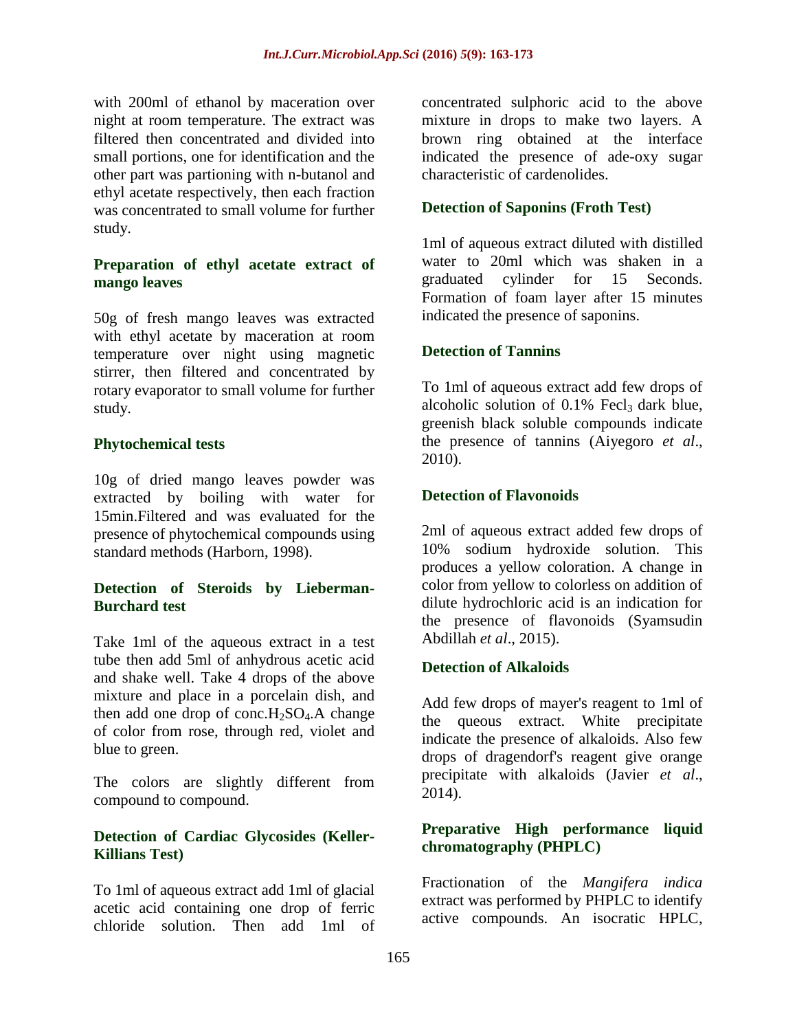with 200ml of ethanol by maceration over night at room temperature. The extract was filtered then concentrated and divided into small portions, one for identification and the other part was partioning with n-butanol and ethyl acetate respectively, then each fraction was concentrated to small volume for further study.

### Preparation of ethyl acetate extract of mango leaves

50g of fresh mango leaves was extracted with ethyl acetate by maceration at room temperature over night using magnetic stirrer, then filtered and concentrated by rotary evaporator to small volume for further study.

### Phytochemical tests

10g of dried mango leaves powder was extracted by boiling with water for 15min.Filtered and was evaluated for the presence of phytochemical compounds using standard methods (Harborn, 1998).

### Detection of Steroids by Lieberman-Burchard test

Take 1ml of the aqueous extract in a test tube then add 5ml of anhydrous acetic acid and shake well. Take 4 drops of the above mixture and place in a porcelain dish, and then add one drop of conc.$H_2SO_4$.A change of color from rose, through red, violet and blue to green.

The colors are slightly different from compound to compound.

### Detection of Cardiac Glycosides (Keller-Killians Test)

To 1ml of aqueous extract add 1ml of glacial acetic acid containing one drop of ferric chloride solution. Then add 1ml of concentrated sulphoric acid to the above mixture in drops to make two layers. A brown ring obtained at the interface indicated the presence of ade-oxy sugar characteristic of cardenolides.

### Detection of Saponins (Froth Test)

1ml of aqueous extract diluted with distilled water to 20ml which was shaken in a graduated cylinder for 15 Seconds. Formation of foam layer after 15 minutes indicated the presence of saponins.

### Detection of Tannins

To 1ml of aqueous extract add few drops of alcoholic solution of 0.1% $Fecl_3$ dark blue, greenish black soluble compounds indicate the presence of tannins (Aiyegoro *et al*., 2010).

### Detection of Flavonoids

2ml of aqueous extract added few drops of 10% sodium hydroxide solution. This produces a yellow coloration. A change in color from yellow to colorless on addition of dilute hydrochloric acid is an indication for the presence of flavonoids (Syamsudin Abdillah *et al*., 2015).

### Detection of Alkaloids

Add few drops of mayer's reagent to 1ml of the queous extract. White precipitate indicate the presence of alkaloids. Also few drops of dragendorf's reagent give orange precipitate with alkaloids (Javier *et al*., 2014).

### Preparative High performance liquid chromatography (PHPLC)

Fractionation of the *Mangifera indica* extract was performed by PHPLC to identify active compounds. An isocratic HPLC,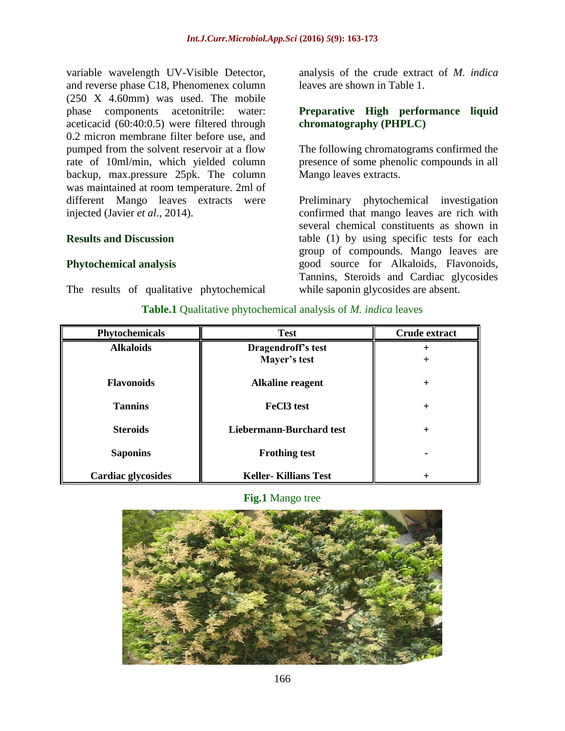variable wavelength UV-Visible Detector, and reverse phase C18, Phenomenex column (250 X 4.60mm) was used. The mobile phase components acetonitrile: water: aceticacid (60:40:0.5) were filtered through 0.2 micron membrane filter before use, and pumped from the solvent reservoir at a flow rate of 10ml/min, which yielded column backup, max.pressure 25pk. The column was maintained at room temperature. 2ml of different Mango leaves extracts were injected (Javier *et al*., 2014).

## Results and Discussion

### Phytochemical analysis

The results of qualitative phytochemical analysis of the crude extract of *M. indica* leaves are shown in Table 1.

### Preparative High performance liquid chromatography (PHPLC)

The following chromatograms confirmed the presence of some phenolic compounds in all Mango leaves extracts.

Preliminary phytochemical investigation confirmed that mango leaves are rich with several chemical constituents as shown in table (1) by using specific tests for each group of compounds. Mango leaves are good source for Alkaloids, Flavonoids, Tannins, Steroids and Cardiac glycosides while saponin glycosides are absent.

**Table.1** Qualitative phytochemical analysis of *M. indica* leaves

| Phytochemicals | Test | Crude extract |
|---|---|---|
| Alkaloids | Dragendroff's test | + |
| | Mayer's test | + |
| Flavonoids | Alkaline reagent | + |
| Tannins | FeCl3 test | + |
| Steroids | Liebermann-Burchard test | + |
| Saponins | Frothing test | - |
| Cardiac glycosides | Keller- Killians Test | + |

**Fig.1** Mango tree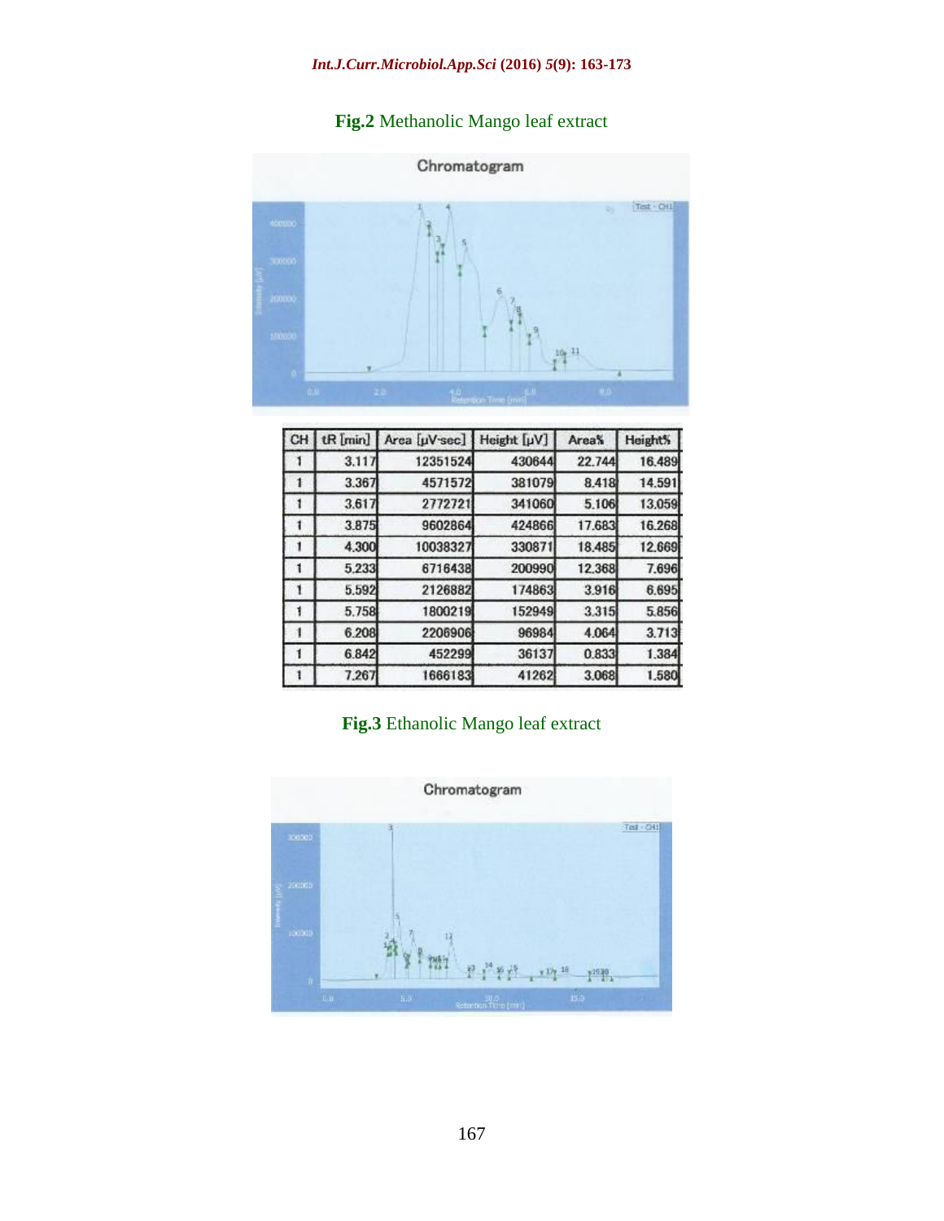**Fig.2** Methanolic Mango leaf extract

Chromatogram

Test - CH1

400000
300000
200000
100000
0

Intensity [µV]

0.0 2.0 4.0 6.0 8.0

Retention Time [min]

1 2 3 4 5 6 7 8 9 10 11

| CH | tR [min] | Area [µV·sec] | Height [µV] | Area% | Height% |
|---|---|---|---|---|---|
| 1 | 3.117 | 12351524 | 430644 | 22.744 | 16.489 |
| 1 | 3.367 | 4571572 | 381079 | 8.418 | 14.591 |
| 1 | 3.617 | 2772721 | 341060 | 5.106 | 13.059 |
| 1 | 3.875 | 9602864 | 424866 | 17.683 | 16.268 |
| 1 | 4.300 | 10038327 | 330871 | 18.485 | 12.669 |
| 1 | 5.233 | 6716438 | 200990 | 12.368 | 7.696 |
| 1 | 5.592 | 2126882 | 174863 | 3.916 | 6.695 |
| 1 | 5.758 | 1800219 | 152949 | 3.315 | 5.856 |
| 1 | 6.208 | 2206906 | 96984 | 4.064 | 3.713 |
| 1 | 6.842 | 452299 | 36137 | 0.833 | 1.384 |
| 1 | 7.267 | 1666183 | 41262 | 3.068 | 1.580 |

**Fig.3** Ethanolic Mango leaf extract

Chromatogram

Test - CH1

300000
200000
100000
0

Intensity [µV]

0.0 5.0 10.0 15.0

Retention Time [min]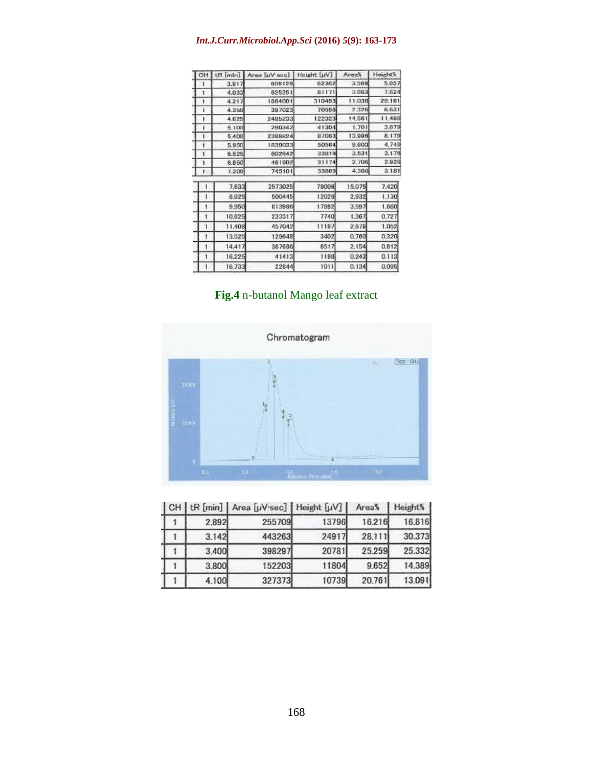| CH | tR [min] | Area [µV·sec] | Height [µV] | Area% | Height% |
|---|---|---|---|---|---|
| 1 | 3.917 | 609129 | 62362 | 3.569 | 5.057 |
| 1 | 4.033 | 625251 | 81171 | 3.663 | 7.624 |
| 1 | 4.217 | 1884001 | 310493 | 11.038 | 29.161 |
| 1 | 4.358 | 397023 | 70598 | 2.326 | 6.631 |
| 1 | 4.625 | 2485233 | 122323 | 14.561 | 11.488 |
| 1 | 5.100 | 290342 | 41304 | 1.701 | 3.879 |
| 1 | 5.408 | 2388824 | 87083 | 13.996 | 8.179 |
| 1 | 5.950 | 1639033 | 50564 | 9.603 | 4.749 |
| 1 | 6.525 | 602642 | 33819 | 3.531 | 3.176 |
| 1 | 6.850 | 461902 | 31174 | 2.706 | 2.928 |
| 1 | 7.208 | 745101 | 33869 | 4.366 | 3.181 |
| 1 | 7.633 | 2573025 | 79006 | 15.075 | 7.420 |
| 1 | 8.925 | 500445 | 12029 | 2.932 | 1.130 |
| 1 | 9.950 | 613966 | 17892 | 3.597 | 1.680 |
| 1 | 10.625 | 233317 | 7740 | 1.367 | 0.727 |
| 1 | 11.408 | 457042 | 11197 | 2.678 | 1.052 |
| 1 | 13.525 | 129648 | 3402 | 0.760 | 0.320 |
| 1 | 14.417 | 367686 | 6517 | 2.154 | 0.612 |
| 1 | 16.225 | 41413 | 1198 | 0.243 | 0.113 |
| 1 | 16.733 | 22844 | 1011 | 0.134 | 0.095 |

**Fig.4** n-butanol Mango leaf extract

Chromatogram

| CH | tR [min] | Area [µV·sec] | Height [µV] | Area% | Height% |
|---|---|---|---|---|---|
| 1 | 2.892 | 255709 | 13796 | 16.216 | 16.816 |
| 1 | 3.142 | 443263 | 24917 | 28.111 | 30.373 |
| 1 | 3.400 | 398297 | 20781 | 25.259 | 25.332 |
| 1 | 3.800 | 152203 | 11804 | 9.652 | 14.389 |
| 1 | 4.100 | 327373 | 10739 | 20.761 | 13.091 |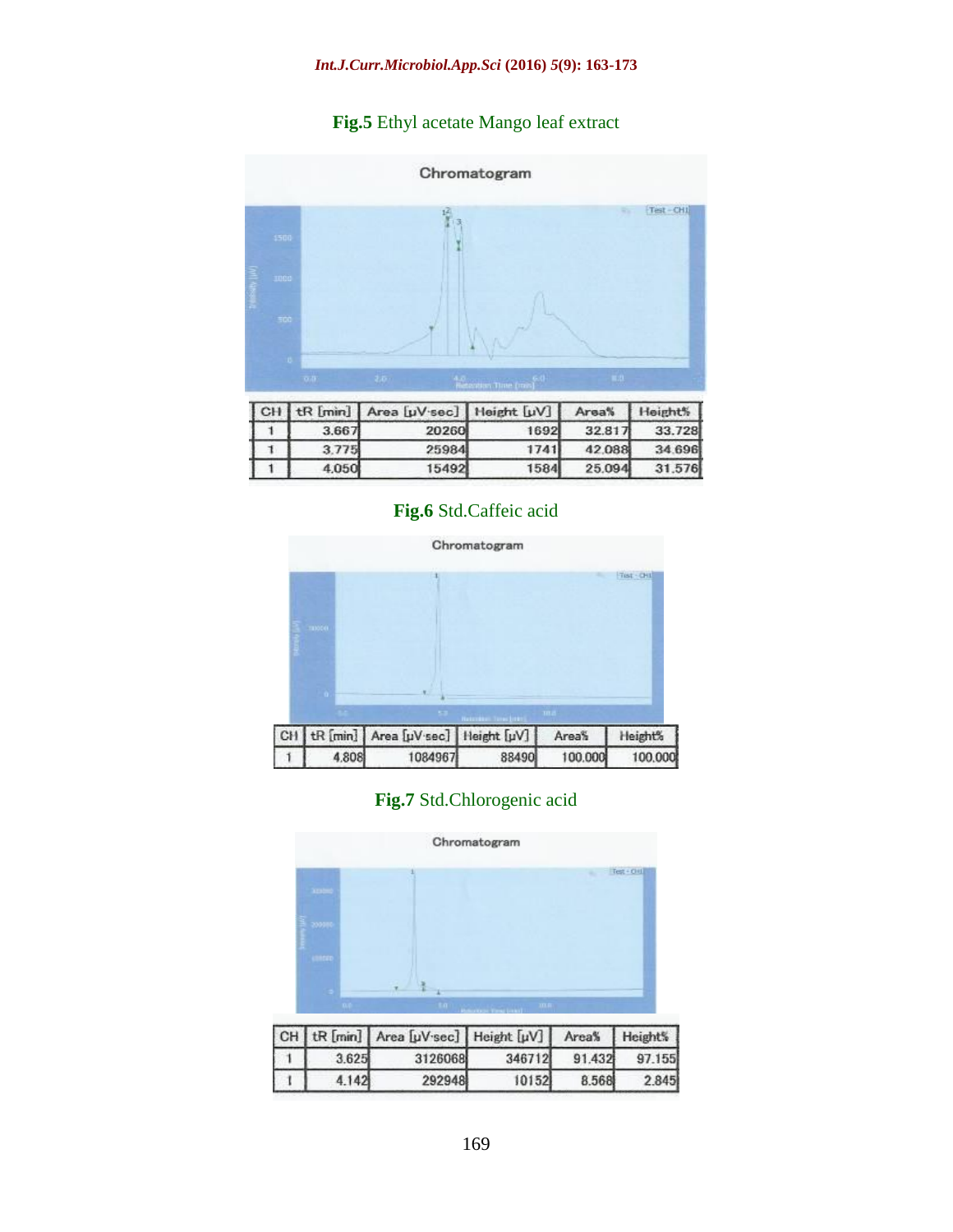**Fig.5** Ethyl acetate Mango leaf extract

Chromatogram

| CH | tR [min] | Area [µV·sec] | Height [µV] | Area% | Height% |
|---|---|---|---|---|---|
| 1 | 3.667 | 20260 | 1692 | 32.817 | 33.728 |
| 1 | 3.775 | 25984 | 1741 | 42.088 | 34.696 |
| 1 | 4.050 | 15492 | 1584 | 25.094 | 31.576 |

**Fig.6** Std.Caffeic acid

Chromatogram

| CH | tR [min] | Area [µV·sec] | Height [µV] | Area% | Height% |
|---|---|---|---|---|---|
| 1 | 4.808 | 1084967 | 88490 | 100.000 | 100.000 |

**Fig.7** Std.Chlorogenic acid

Chromatogram

| CH | tR [min] | Area [µV·sec] | Height [µV] | Area% | Height% |
|---|---|---|---|---|---|
| 1 | 3.625 | 3126068 | 346712 | 91.432 | 97.155 |
| 1 | 4.142 | 292948 | 10152 | 8.568 | 2.845 |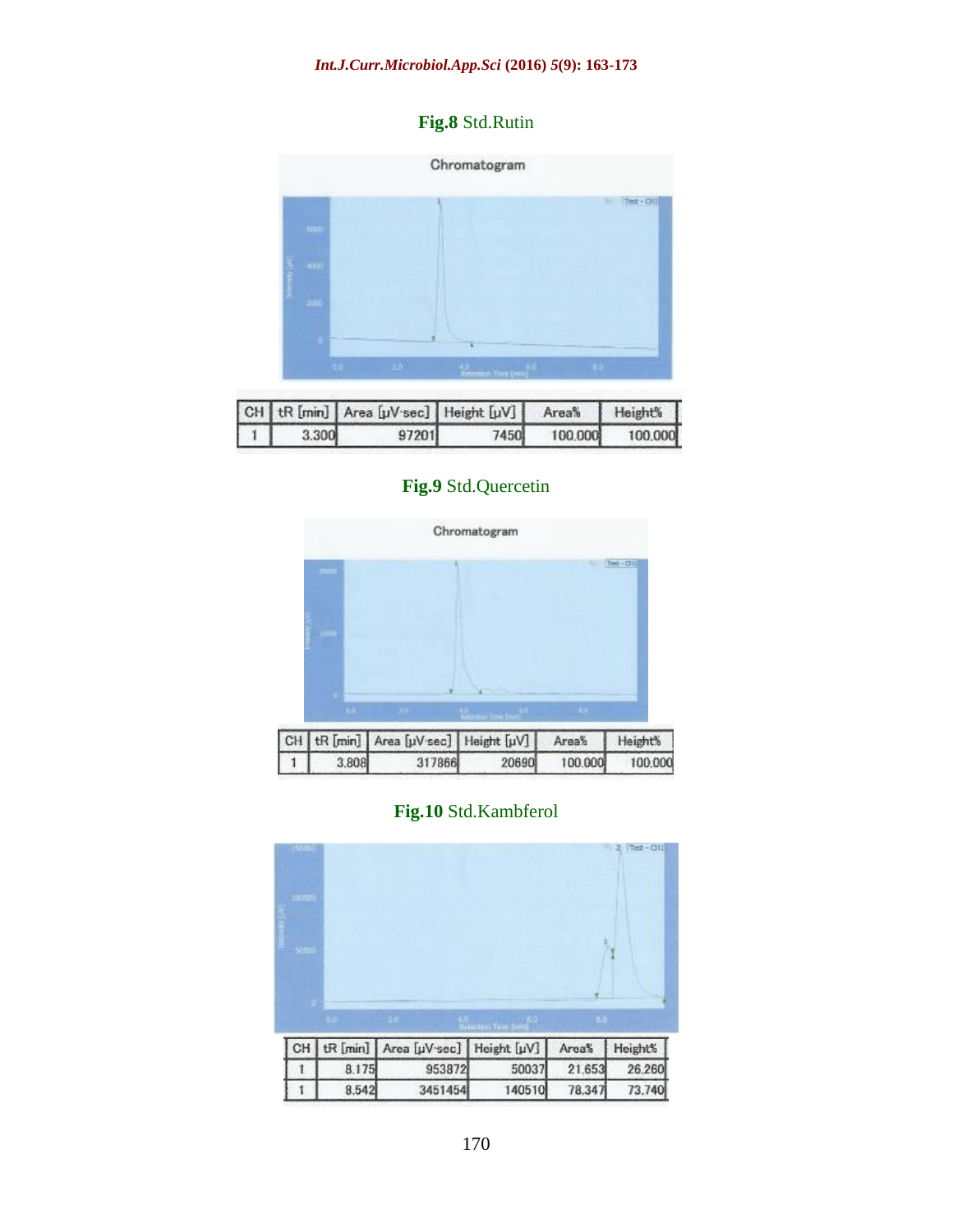**Fig.8** Std.Rutin

| CH | tR [min] | Area [μV·sec] | Height [μV] | Area% | Height% |
|---|---|---|---|---|---|
| 1 | 3.300 | 97201 | 7450 | 100.000 | 100.000 |

**Fig.9** Std.Quercetin

| CH | tR [min] | Area [μV·sec] | Height [μV] | Area% | Height% |
|---|---|---|---|---|---|
| 1 | 3.808 | 317866 | 20690 | 100.000 | 100.000 |

**Fig.10** Std.Kambferol

| CH | tR [min] | Area [μV·sec] | Height [μV] | Area% | Height% |
|---|---|---|---|---|---|
| 1 | 8.175 | 953872 | 50037 | 21.653 | 26.260 |
| 1 | 8.542 | 3451454 | 140510 | 78.347 | 73.740 |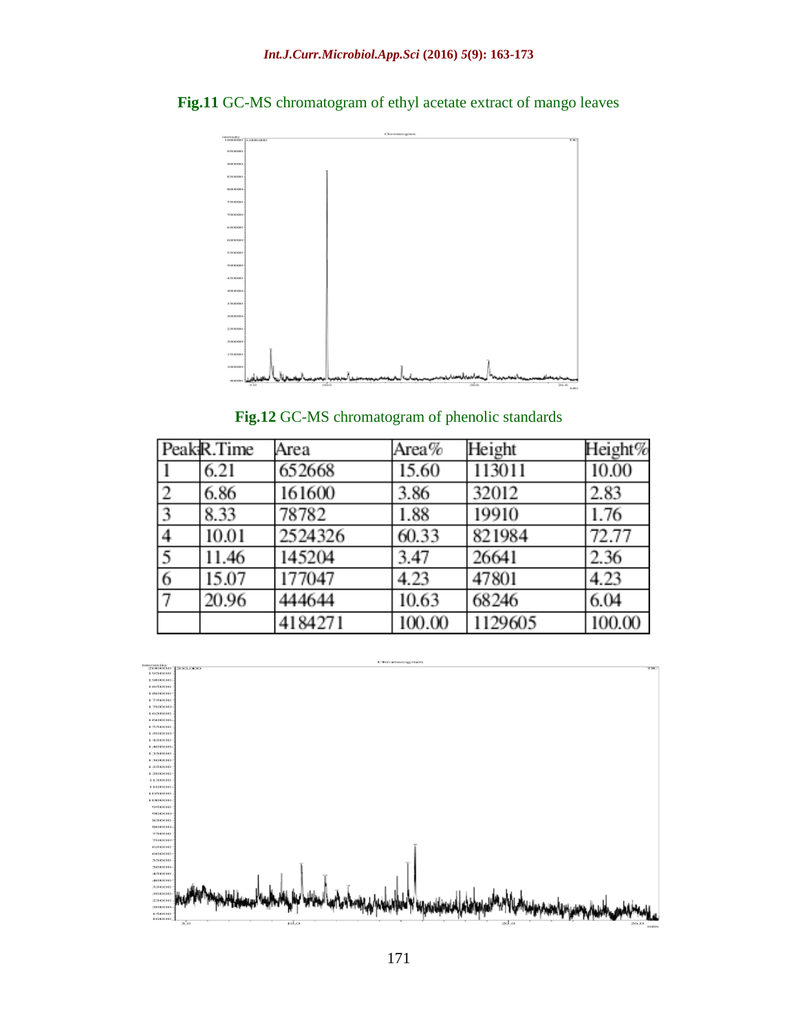**Fig.11** GC-MS chromatogram of ethyl acetate extract of mango leaves

**Fig.12** GC-MS chromatogram of phenolic standards

| Peak# | R.Time | Area | Area% | Height | Height% |
|---|---|---|---|---|---|
| 1 | 6.21 | 652668 | 15.60 | 113011 | 10.00 |
| 2 | 6.86 | 161600 | 3.86 | 32012 | 2.83 |
| 3 | 8.33 | 78782 | 1.88 | 19910 | 1.76 |
| 4 | 10.01 | 2524326 | 60.33 | 821984 | 72.77 |
| 5 | 11.46 | 145204 | 3.47 | 26641 | 2.36 |
| 6 | 15.07 | 177047 | 4.23 | 47801 | 4.23 |
| 7 | 20.96 | 444644 | 10.63 | 68246 | 6.04 |
| | | 4184271 | 100.00 | 1129605 | 100.00 |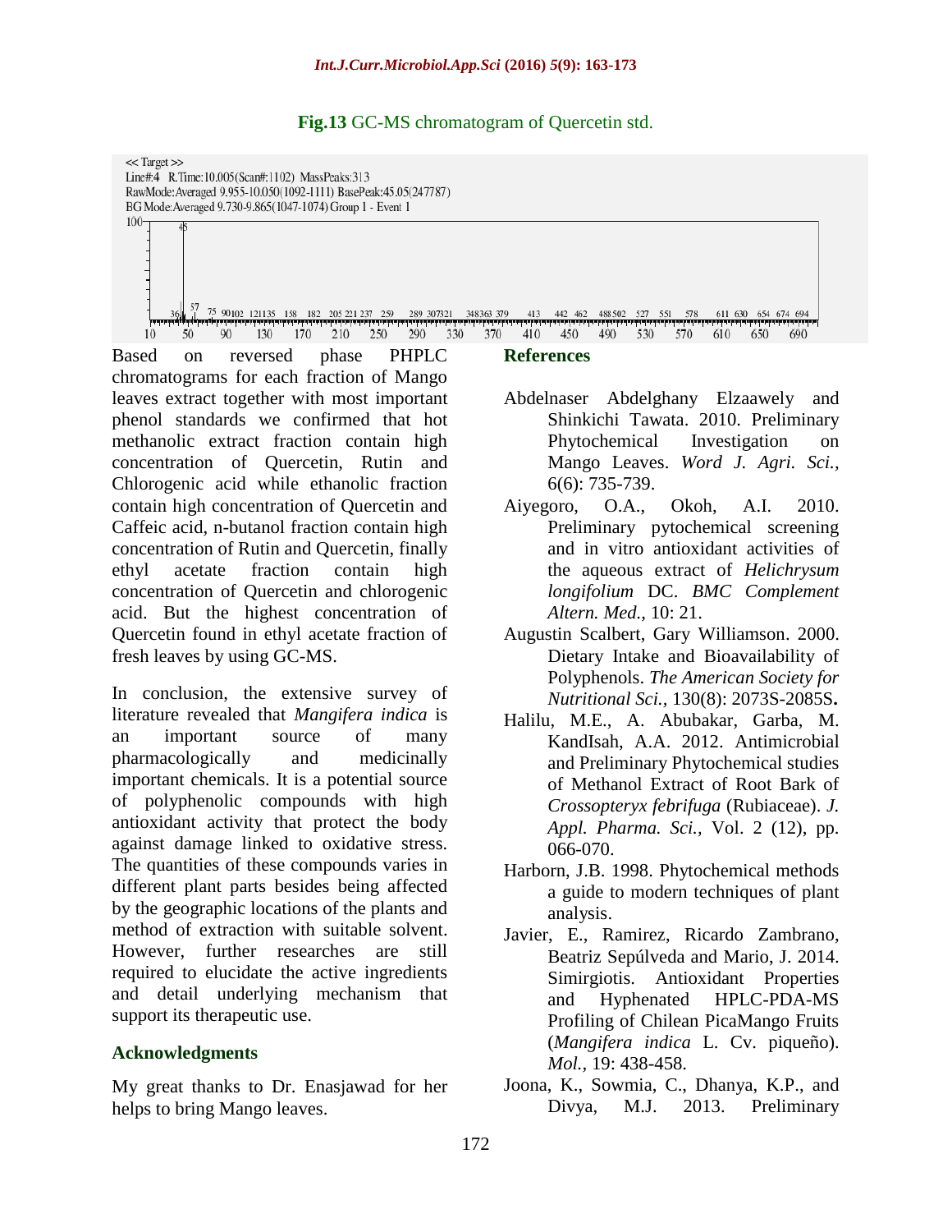**Fig.13** GC-MS chromatogram of Quercetin std.

<< Target >>
Line#:4 R.Time:10.005(Scan#:1102) MassPeaks:313
RawMode:Averaged 9.955-10.050(1092-1111) BasePeak:45.05(247787)
BG Mode:Averaged 9.730-9.865(1047-1074) Group 1 - Event 1

100
45
36 57 75 90102 121135 158 182 205 221 237 259 289 307321 348363 379 413 442 462 488502 527 551 578 611 630 654 674 694
10 50 90 130 170 210 250 290 330 370 410 450 490 530 570 610 650 690

Based on reversed phase PHPLC chromatograms for each fraction of Mango leaves extract together with most important phenol standards we confirmed that hot methanolic extract fraction contain high concentration of Quercetin, Rutin and Chlorogenic acid while ethanolic fraction contain high concentration of Quercetin and Caffeic acid, n-butanol fraction contain high concentration of Rutin and Quercetin, finally ethyl acetate fraction contain high concentration of Quercetin and chlorogenic acid. But the highest concentration of Quercetin found in ethyl acetate fraction of fresh leaves by using GC-MS.

In conclusion, the extensive survey of literature revealed that *Mangifera indica* is an important source of many pharmacologically and medicinally important chemicals. It is a potential source of polyphenolic compounds with high antioxidant activity that protect the body against damage linked to oxidative stress. The quantities of these compounds varies in different plant parts besides being affected by the geographic locations of the plants and method of extraction with suitable solvent. However, further researches are still required to elucidate the active ingredients and detail underlying mechanism that support its therapeutic use.

## Acknowledgments

My great thanks to Dr. Enasjawad for her helps to bring Mango leaves.

## References

Abdelnaser Abdelghany Elzaawely and Shinkichi Tawata. 2010. Preliminary Phytochemical Investigation on Mango Leaves. *Word J. Agri. Sci.,* 6(6): 735-739.

Aiyegoro, O.A., Okoh, A.I. 2010. Preliminary pytochemical screening and in vitro antioxidant activities of the aqueous extract of *Helichrysum longifolium* DC. *BMC Complement Altern. Med.,* 10: 21.

Augustin Scalbert, Gary Williamson. 2000. Dietary Intake and Bioavailability of Polyphenols. *The American Society for Nutritional Sci.,* 130(8): 2073S-2085S**.**

Halilu, M.E., A. Abubakar, Garba, M. KandIsah, A.A. 2012. Antimicrobial and Preliminary Phytochemical studies of Methanol Extract of Root Bark of *Crossopteryx febrifuga* (Rubiaceae). *J. Appl. Pharma. Sci.,* Vol. 2 (12), pp. 066-070.

Harborn, J.B. 1998. Phytochemical methods a guide to modern techniques of plant analysis.

Javier, E., Ramirez, Ricardo Zambrano, Beatriz Sepúlveda and Mario, J. 2014. Simirgiotis. Antioxidant Properties and Hyphenated HPLC-PDA-MS Profiling of Chilean PicaMango Fruits (*Mangifera indica* L. Cv. piqueño). *Mol.,* 19: 438-458.

Joona, K., Sowmia, C., Dhanya, K.P., and Divya, M.J. 2013. Preliminary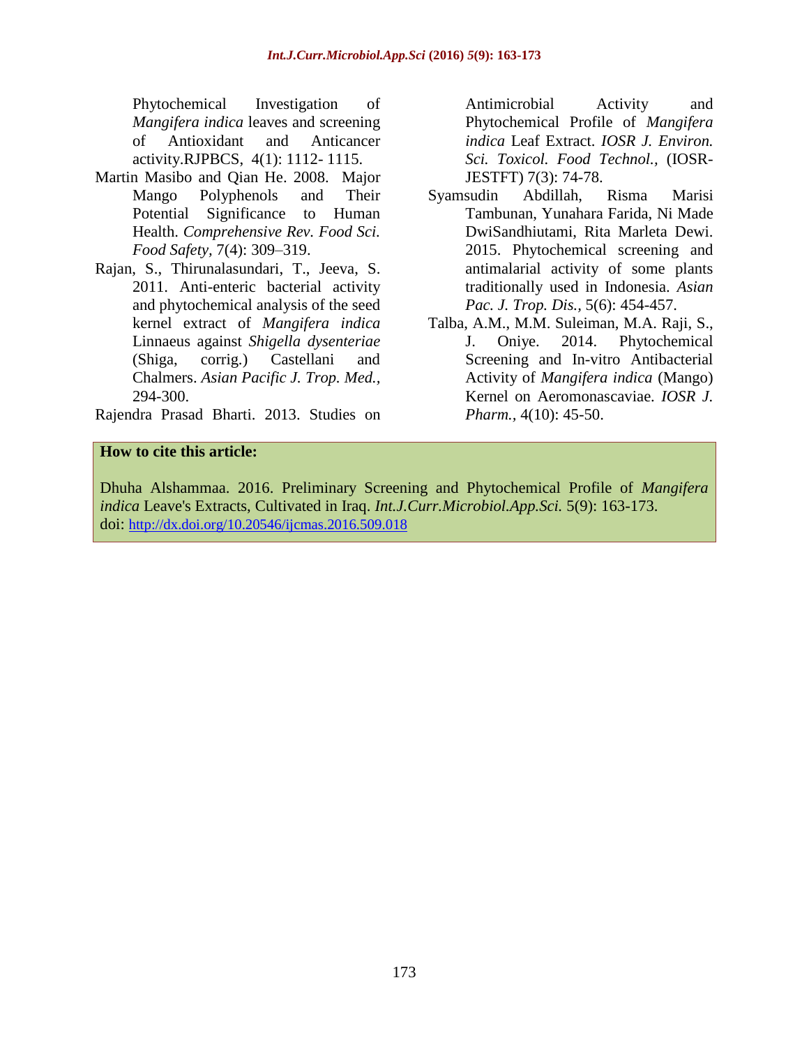Phytochemical Investigation of *Mangifera indica* leaves and screening of Antioxidant and Anticancer activity.RJPBCS, 4(1): 1112- 1115.

Martin Masibo and Qian He. 2008. Major Mango Polyphenols and Their Potential Significance to Human Health. *Comprehensive Rev. Food Sci. Food Safety,* 7(4): 309–319.

Rajan, S., Thirunalasundari, T., Jeeva, S. 2011. Anti-enteric bacterial activity and phytochemical analysis of the seed kernel extract of *Mangifera indica* Linnaeus against *Shigella dysenteriae* (Shiga, corrig.) Castellani and Chalmers. *Asian Pacific J. Trop. Med.*, 294-300.

Rajendra Prasad Bharti. 2013. Studies on Antimicrobial Activity and Phytochemical Profile of *Mangifera indica* Leaf Extract. *IOSR J. Environ. Sci. Toxicol. Food Technol.*, (IOSR-JESTFT) 7(3): 74-78.

Syamsudin Abdillah, Risma Marisi Tambunan, Yunahara Farida, Ni Made DwiSandhiutami, Rita Marleta Dewi. 2015. Phytochemical screening and antimalarial activity of some plants traditionally used in Indonesia. *Asian Pac. J. Trop. Dis.,* 5(6): 454-457.

Talba, A.M., M.M. Suleiman, M.A. Raji, S., J. Oniye. 2014. Phytochemical Screening and In-vitro Antibacterial Activity of *Mangifera indica* (Mango) Kernel on Aeromonascaviae. *IOSR J. Pharm.*, 4(10): 45-50.

**How to cite this article:**

Dhuha Alshammaa. 2016. Preliminary Screening and Phytochemical Profile of *Mangifera indica* Leave's Extracts, Cultivated in Iraq. *Int.J.Curr.Microbiol.App.Sci.* 5(9): 163-173.
doi: http://dx.doi.org/10.20546/ijcmas.2016.509.018